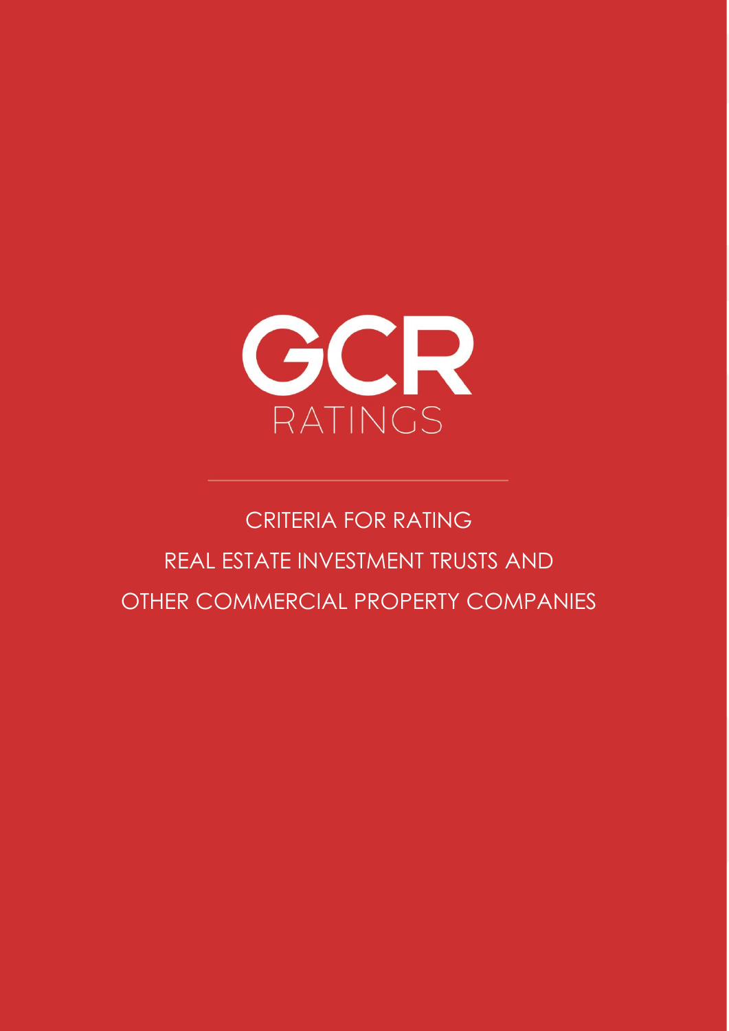GCR

RATINGS

# CRITERIA FOR RATING REAL ESTATE INVESTMENT TRUSTS AND OTHER COMMERCIAL PROPERTY COMPANIES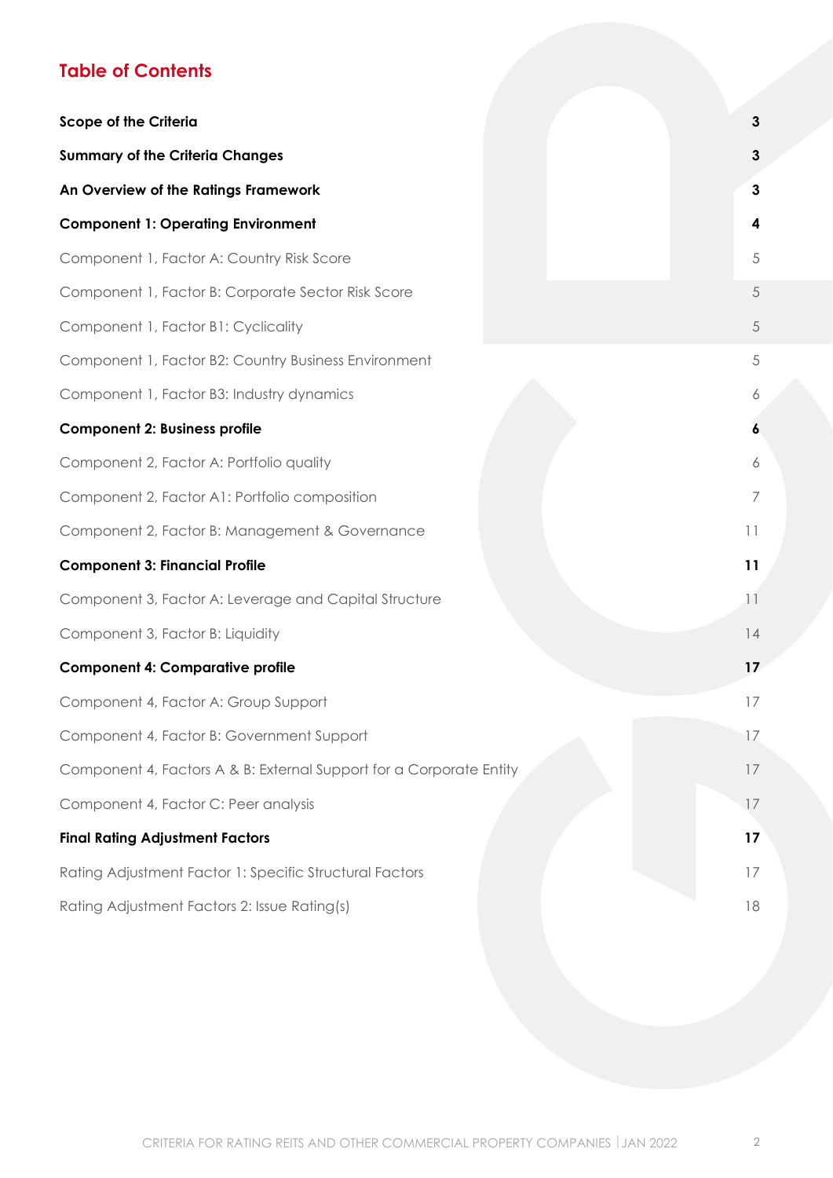## Table of Contents

| | |
|---|---|
| **Scope of the Criteria** | **3** |
| **Summary of the Criteria Changes** | **3** |
| **An Overview of the Ratings Framework** | **3** |
| **Component 1: Operating Environment** | **4** |
| Component 1, Factor A: Country Risk Score | 5 |
| Component 1, Factor B: Corporate Sector Risk Score | 5 |
| Component 1, Factor B1: Cyclicality | 5 |
| Component 1, Factor B2: Country Business Environment | 5 |
| Component 1, Factor B3: Industry dynamics | 6 |
| **Component 2: Business profile** | **6** |
| Component 2, Factor A: Portfolio quality | 6 |
| Component 2, Factor A1: Portfolio composition | 7 |
| Component 2, Factor B: Management & Governance | 11 |
| **Component 3: Financial Profile** | **11** |
| Component 3, Factor A: Leverage and Capital Structure | 11 |
| Component 3, Factor B: Liquidity | 14 |
| **Component 4: Comparative profile** | **17** |
| Component 4, Factor A: Group Support | 17 |
| Component 4, Factor B: Government Support | 17 |
| Component 4, Factors A & B: External Support for a Corporate Entity | 17 |
| Component 4, Factor C: Peer analysis | 17 |
| **Final Rating Adjustment Factors** | **17** |
| Rating Adjustment Factor 1: Specific Structural Factors | 17 |
| Rating Adjustment Factors 2: Issue Rating(s) | 18 |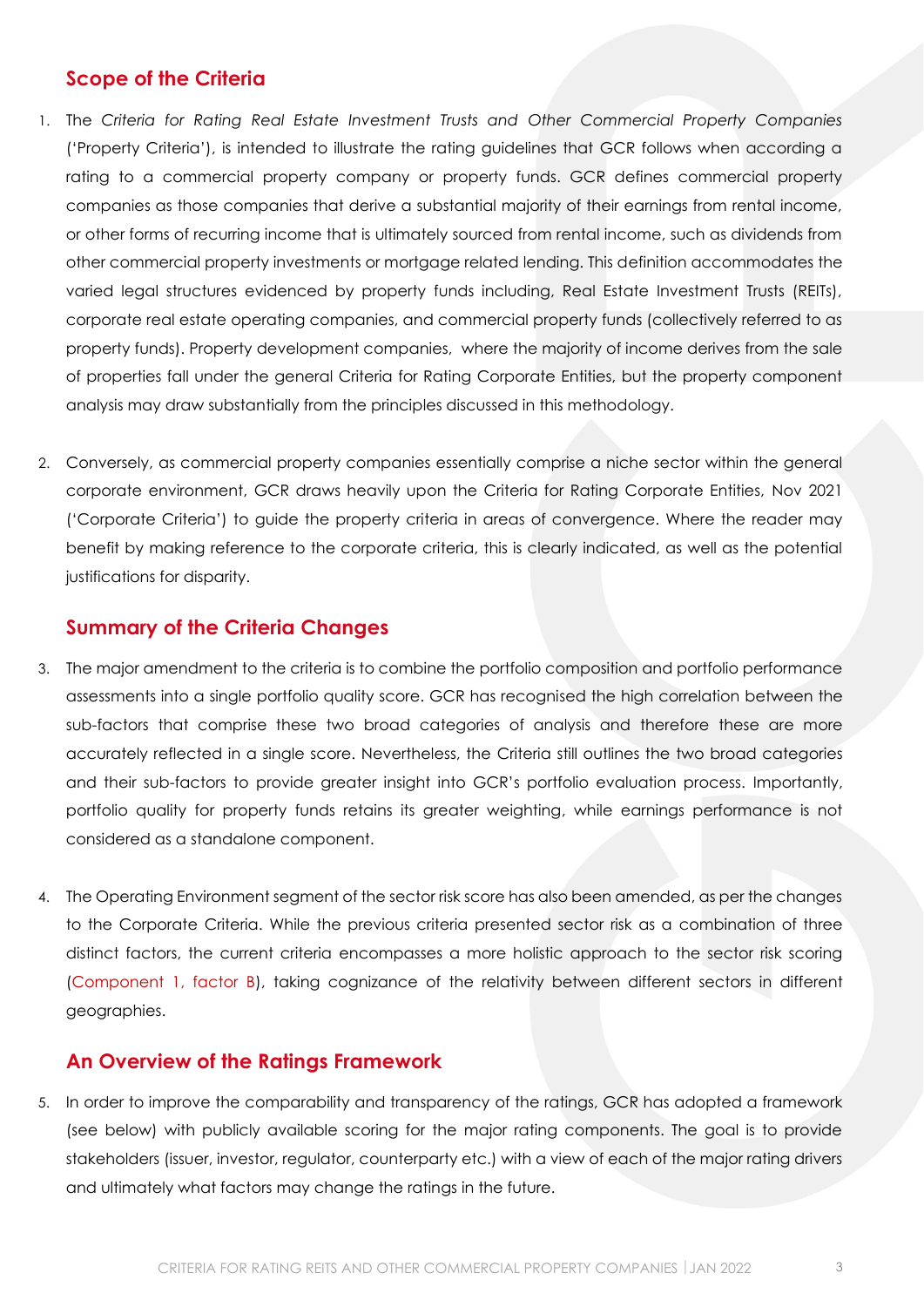## Scope of the Criteria

1. The *Criteria for Rating Real Estate Investment Trusts and Other Commercial Property Companies* ('Property Criteria'), is intended to illustrate the rating guidelines that GCR follows when according a rating to a commercial property company or property funds. GCR defines commercial property companies as those companies that derive a substantial majority of their earnings from rental income, or other forms of recurring income that is ultimately sourced from rental income, such as dividends from other commercial property investments or mortgage related lending. This definition accommodates the varied legal structures evidenced by property funds including, Real Estate Investment Trusts (REITs), corporate real estate operating companies, and commercial property funds (collectively referred to as property funds). Property development companies, where the majority of income derives from the sale of properties fall under the general Criteria for Rating Corporate Entities, but the property component analysis may draw substantially from the principles discussed in this methodology.

2. Conversely, as commercial property companies essentially comprise a niche sector within the general corporate environment, GCR draws heavily upon the Criteria for Rating Corporate Entities, Nov 2021 ('Corporate Criteria') to guide the property criteria in areas of convergence. Where the reader may benefit by making reference to the corporate criteria, this is clearly indicated, as well as the potential justifications for disparity.

## Summary of the Criteria Changes

3. The major amendment to the criteria is to combine the portfolio composition and portfolio performance assessments into a single portfolio quality score. GCR has recognised the high correlation between the sub-factors that comprise these two broad categories of analysis and therefore these are more accurately reflected in a single score. Nevertheless, the Criteria still outlines the two broad categories and their sub-factors to provide greater insight into GCR's portfolio evaluation process. Importantly, portfolio quality for property funds retains its greater weighting, while earnings performance is not considered as a standalone component.

4. The Operating Environment segment of the sector risk score has also been amended, as per the changes to the Corporate Criteria. While the previous criteria presented sector risk as a combination of three distinct factors, the current criteria encompasses a more holistic approach to the sector risk scoring (Component 1, factor B), taking cognizance of the relativity between different sectors in different geographies.

## An Overview of the Ratings Framework

5. In order to improve the comparability and transparency of the ratings, GCR has adopted a framework (see below) with publicly available scoring for the major rating components. The goal is to provide stakeholders (issuer, investor, regulator, counterparty etc.) with a view of each of the major rating drivers and ultimately what factors may change the ratings in the future.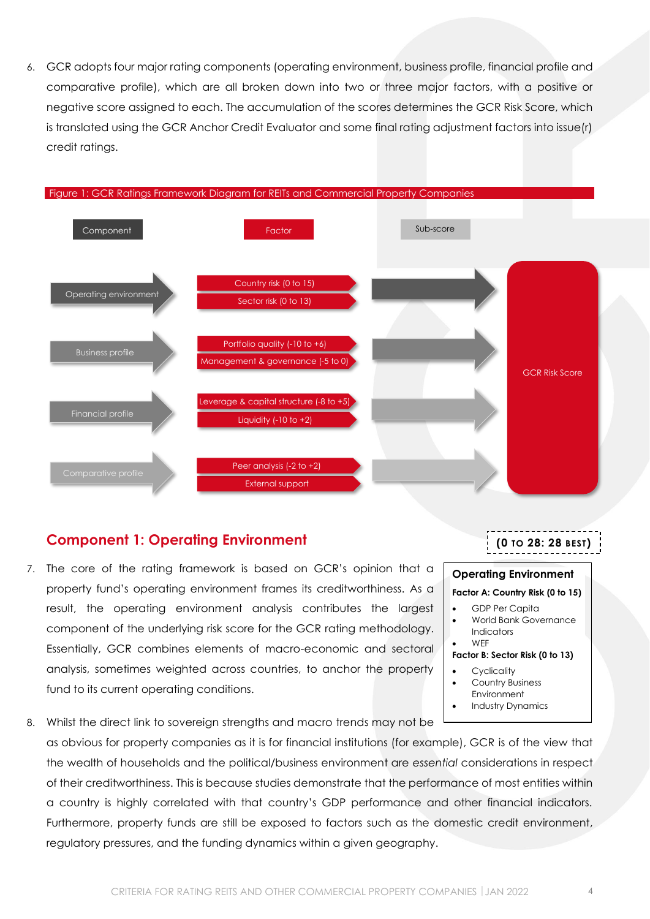6. GCR adopts four major rating components (operating environment, business profile, financial profile and comparative profile), which are all broken down into two or three major factors, with a positive or negative score assigned to each. The accumulation of the scores determines the GCR Risk Score, which is translated using the GCR Anchor Credit Evaluator and some final rating adjustment factors into issue(r) credit ratings.

Figure 1: GCR Ratings Framework Diagram for REITs and Commercial Property Companies

| Component | Factor | Sub-score | |
|---|---|---|---|
| Operating environment | Country risk (0 to 15)<br>Sector risk (0 to 13) | | GCR Risk Score |
| Business profile | Portfolio quality (-10 to +6)<br>Management & governance (-5 to 0) | | |
| Financial profile | Leverage & capital structure (-8 to +5)<br>Liquidity (-10 to +2) | | |
| Comparative profile | Peer analysis (-2 to +2)<br>External support | | |

## Component 1: Operating Environment

**(0 TO 28: 28 BEST)**

> **Operating Environment**
>
> **Factor A: Country Risk (0 to 15)**
> - GDP Per Capita
> - World Bank Governance Indicators
> - WEF
>
> **Factor B: Sector Risk (0 to 13)**
> - Cyclicality
> - Country Business Environment
> - Industry Dynamics

7. The core of the rating framework is based on GCR's opinion that a property fund's operating environment frames its creditworthiness. As a result, the operating environment analysis contributes the largest component of the underlying risk score for the GCR rating methodology. Essentially, GCR combines elements of macro-economic and sectoral analysis, sometimes weighted across countries, to anchor the property fund to its current operating conditions.

8. Whilst the direct link to sovereign strengths and macro trends may not be as obvious for property companies as it is for financial institutions (for example), GCR is of the view that the wealth of households and the political/business environment are *essential* considerations in respect of their creditworthiness. This is because studies demonstrate that the performance of most entities within a country is highly correlated with that country's GDP performance and other financial indicators. Furthermore, property funds are still be exposed to factors such as the domestic credit environment, regulatory pressures, and the funding dynamics within a given geography.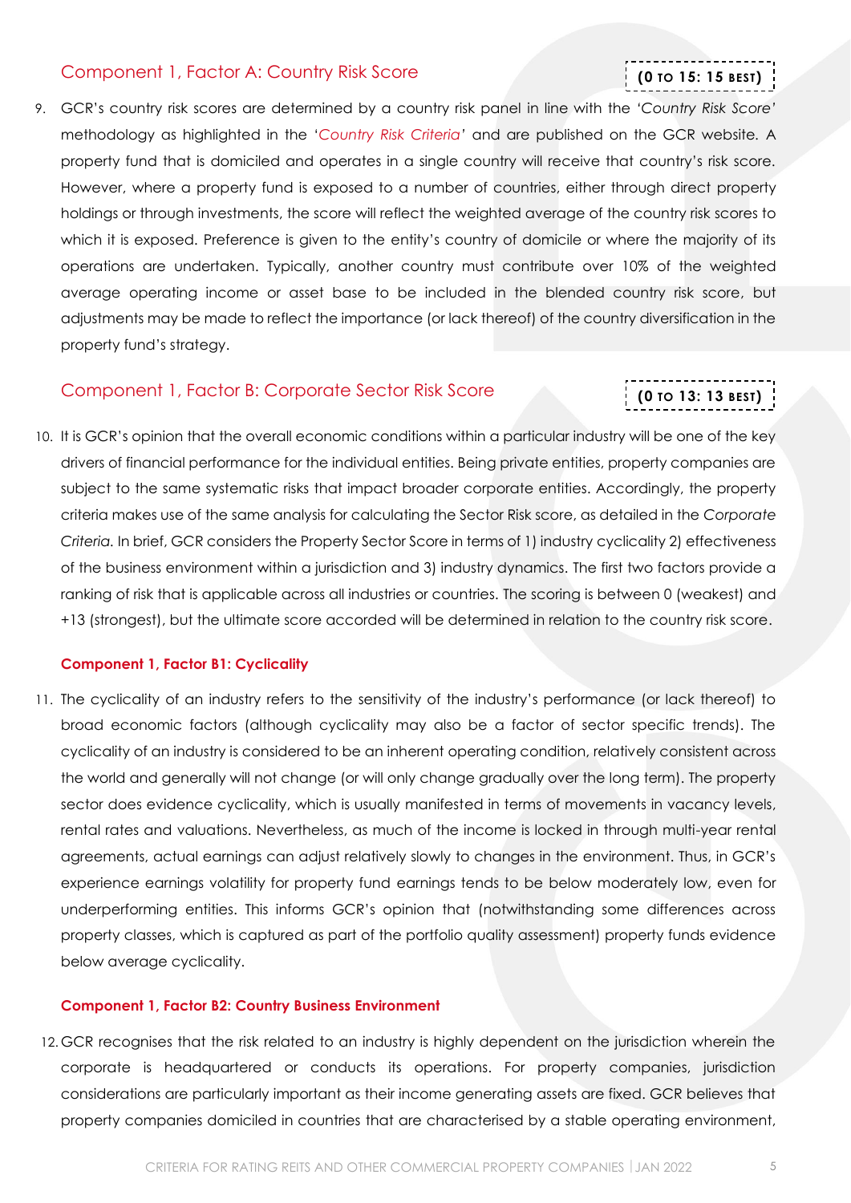## Component 1, Factor A: Country Risk Score

**(0 to 15: 15 best)**

9. GCR's country risk scores are determined by a country risk panel in line with the *'Country Risk Score'* methodology as highlighted in the '*Country Risk Criteria*' and are published on the GCR website. A property fund that is domiciled and operates in a single country will receive that country's risk score. However, where a property fund is exposed to a number of countries, either through direct property holdings or through investments, the score will reflect the weighted average of the country risk scores to which it is exposed. Preference is given to the entity's country of domicile or where the majority of its operations are undertaken. Typically, another country must contribute over 10% of the weighted average operating income or asset base to be included in the blended country risk score, but adjustments may be made to reflect the importance (or lack thereof) of the country diversification in the property fund's strategy.

## Component 1, Factor B: Corporate Sector Risk Score

**(0 to 13: 13 best)**

10. It is GCR's opinion that the overall economic conditions within a particular industry will be one of the key drivers of financial performance for the individual entities. Being private entities, property companies are subject to the same systematic risks that impact broader corporate entities. Accordingly, the property criteria makes use of the same analysis for calculating the Sector Risk score, as detailed in the *Corporate Criteria*. In brief, GCR considers the Property Sector Score in terms of 1) industry cyclicality 2) effectiveness of the business environment within a jurisdiction and 3) industry dynamics. The first two factors provide a ranking of risk that is applicable across all industries or countries. The scoring is between 0 (weakest) and +13 (strongest), but the ultimate score accorded will be determined in relation to the country risk score.

### Component 1, Factor B1: Cyclicality

11. The cyclicality of an industry refers to the sensitivity of the industry's performance (or lack thereof) to broad economic factors (although cyclicality may also be a factor of sector specific trends). The cyclicality of an industry is considered to be an inherent operating condition, relatively consistent across the world and generally will not change (or will only change gradually over the long term). The property sector does evidence cyclicality, which is usually manifested in terms of movements in vacancy levels, rental rates and valuations. Nevertheless, as much of the income is locked in through multi-year rental agreements, actual earnings can adjust relatively slowly to changes in the environment. Thus, in GCR's experience earnings volatility for property fund earnings tends to be below moderately low, even for underperforming entities. This informs GCR's opinion that (notwithstanding some differences across property classes, which is captured as part of the portfolio quality assessment) property funds evidence below average cyclicality.

### Component 1, Factor B2: Country Business Environment

12. GCR recognises that the risk related to an industry is highly dependent on the jurisdiction wherein the corporate is headquartered or conducts its operations. For property companies, jurisdiction considerations are particularly important as their income generating assets are fixed. GCR believes that property companies domiciled in countries that are characterised by a stable operating environment,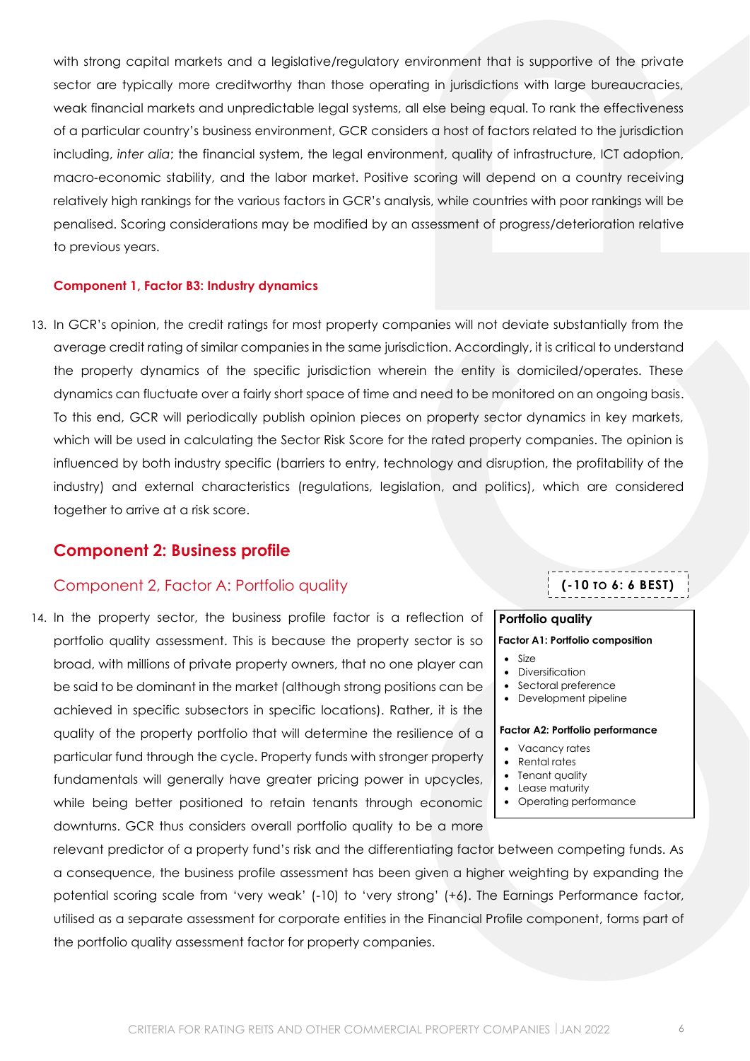with strong capital markets and a legislative/regulatory environment that is supportive of the private sector are typically more creditworthy than those operating in jurisdictions with large bureaucracies, weak financial markets and unpredictable legal systems, all else being equal. To rank the effectiveness of a particular country's business environment, GCR considers a host of factors related to the jurisdiction including, *inter alia*; the financial system, the legal environment, quality of infrastructure, ICT adoption, macro-economic stability, and the labor market. Positive scoring will depend on a country receiving relatively high rankings for the various factors in GCR's analysis, while countries with poor rankings will be penalised. Scoring considerations may be modified by an assessment of progress/deterioration relative to previous years.

#### Component 1, Factor B3: Industry dynamics

13. In GCR's opinion, the credit ratings for most property companies will not deviate substantially from the average credit rating of similar companies in the same jurisdiction. Accordingly, it is critical to understand the property dynamics of the specific jurisdiction wherein the entity is domiciled/operates. These dynamics can fluctuate over a fairly short space of time and need to be monitored on an ongoing basis. To this end, GCR will periodically publish opinion pieces on property sector dynamics in key markets, which will be used in calculating the Sector Risk Score for the rated property companies. The opinion is influenced by both industry specific (barriers to entry, technology and disruption, the profitability of the industry) and external characteristics (regulations, legislation, and politics), which are considered together to arrive at a risk score.

## Component 2: Business profile

### Component 2, Factor A: Portfolio quality

**(-10 TO 6: 6 BEST)**

**Portfolio quality**

**Factor A1: Portfolio composition**

- Size
- Diversification
- Sectoral preference
- Development pipeline

**Factor A2: Portfolio performance**

- Vacancy rates
- Rental rates
- Tenant quality
- Lease maturity
- Operating performance

14. In the property sector, the business profile factor is a reflection of portfolio quality assessment. This is because the property sector is so broad, with millions of private property owners, that no one player can be said to be dominant in the market (although strong positions can be achieved in specific subsectors in specific locations). Rather, it is the quality of the property portfolio that will determine the resilience of a particular fund through the cycle. Property funds with stronger property fundamentals will generally have greater pricing power in upcycles, while being better positioned to retain tenants through economic downturns. GCR thus considers overall portfolio quality to be a more relevant predictor of a property fund's risk and the differentiating factor between competing funds. As a consequence, the business profile assessment has been given a higher weighting by expanding the potential scoring scale from 'very weak' (-10) to 'very strong' (+6). The Earnings Performance factor, utilised as a separate assessment for corporate entities in the Financial Profile component, forms part of the portfolio quality assessment factor for property companies.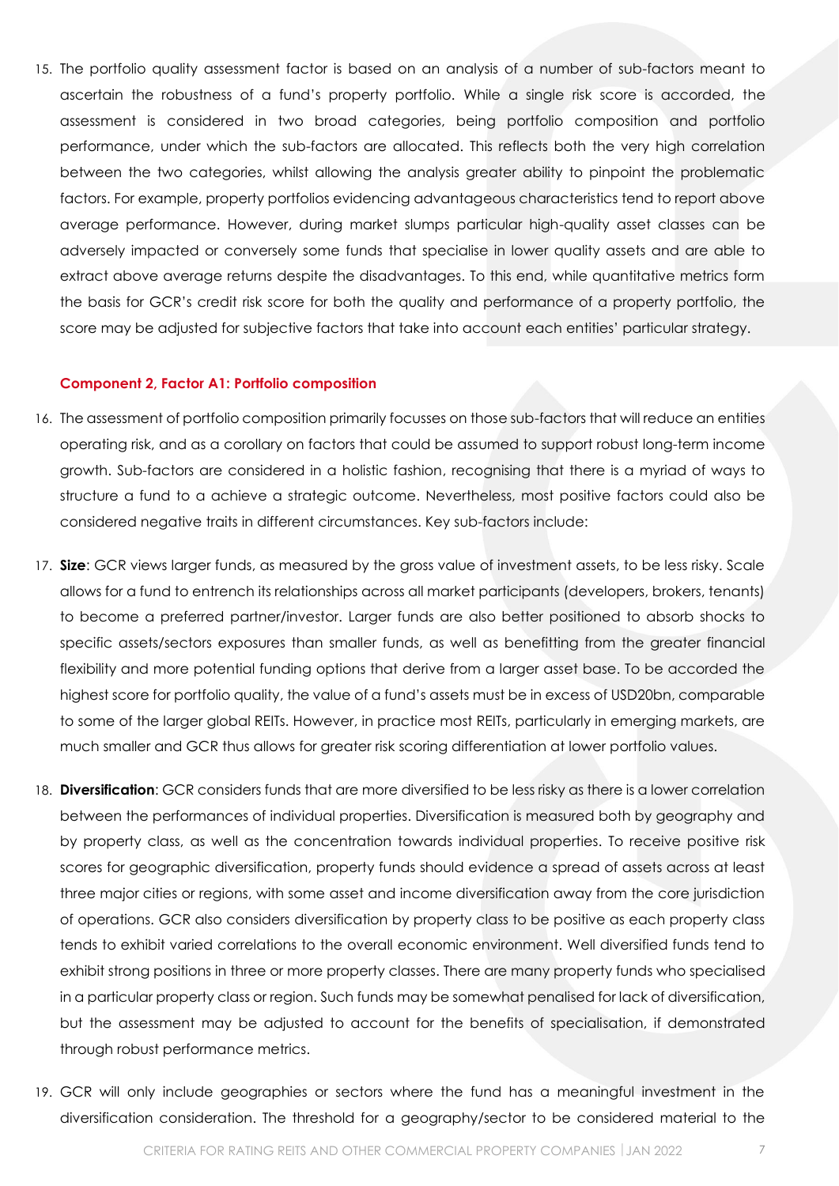15. The portfolio quality assessment factor is based on an analysis of a number of sub-factors meant to ascertain the robustness of a fund's property portfolio. While a single risk score is accorded, the assessment is considered in two broad categories, being portfolio composition and portfolio performance, under which the sub-factors are allocated. This reflects both the very high correlation between the two categories, whilst allowing the analysis greater ability to pinpoint the problematic factors. For example, property portfolios evidencing advantageous characteristics tend to report above average performance. However, during market slumps particular high-quality asset classes can be adversely impacted or conversely some funds that specialise in lower quality assets and are able to extract above average returns despite the disadvantages. To this end, while quantitative metrics form the basis for GCR's credit risk score for both the quality and performance of a property portfolio, the score may be adjusted for subjective factors that take into account each entities' particular strategy.

#### Component 2, Factor A1: Portfolio composition

16. The assessment of portfolio composition primarily focusses on those sub-factors that will reduce an entities operating risk, and as a corollary on factors that could be assumed to support robust long-term income growth. Sub-factors are considered in a holistic fashion, recognising that there is a myriad of ways to structure a fund to a achieve a strategic outcome. Nevertheless, most positive factors could also be considered negative traits in different circumstances. Key sub-factors include:

17. **Size**: GCR views larger funds, as measured by the gross value of investment assets, to be less risky. Scale allows for a fund to entrench its relationships across all market participants (developers, brokers, tenants) to become a preferred partner/investor. Larger funds are also better positioned to absorb shocks to specific assets/sectors exposures than smaller funds, as well as benefitting from the greater financial flexibility and more potential funding options that derive from a larger asset base. To be accorded the highest score for portfolio quality, the value of a fund's assets must be in excess of USD20bn, comparable to some of the larger global REITs. However, in practice most REITs, particularly in emerging markets, are much smaller and GCR thus allows for greater risk scoring differentiation at lower portfolio values.

18. **Diversification**: GCR considers funds that are more diversified to be less risky as there is a lower correlation between the performances of individual properties. Diversification is measured both by geography and by property class, as well as the concentration towards individual properties. To receive positive risk scores for geographic diversification, property funds should evidence a spread of assets across at least three major cities or regions, with some asset and income diversification away from the core jurisdiction of operations. GCR also considers diversification by property class to be positive as each property class tends to exhibit varied correlations to the overall economic environment. Well diversified funds tend to exhibit strong positions in three or more property classes. There are many property funds who specialised in a particular property class or region. Such funds may be somewhat penalised for lack of diversification, but the assessment may be adjusted to account for the benefits of specialisation, if demonstrated through robust performance metrics.

19. GCR will only include geographies or sectors where the fund has a meaningful investment in the diversification consideration. The threshold for a geography/sector to be considered material to the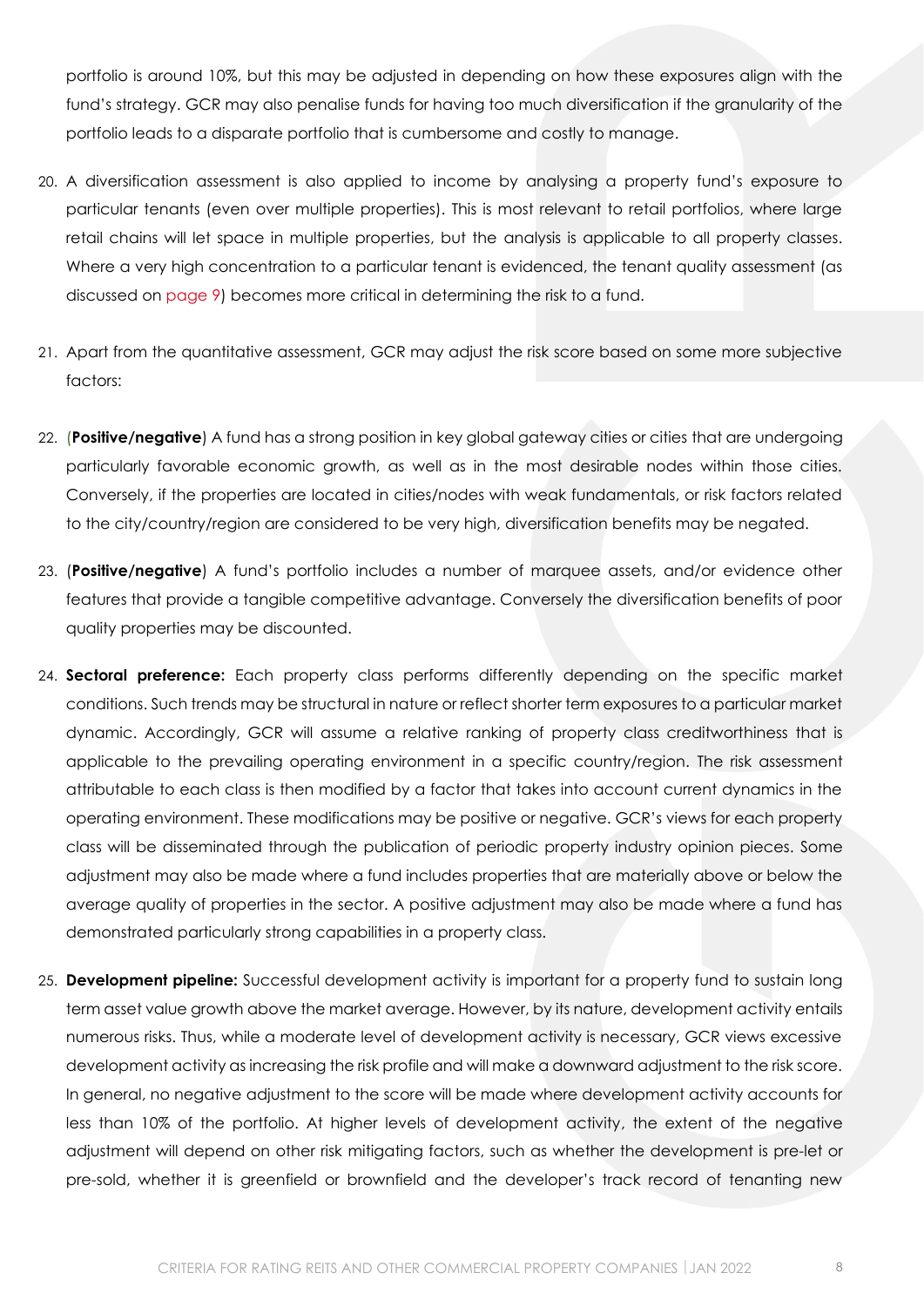portfolio is around 10%, but this may be adjusted in depending on how these exposures align with the fund's strategy. GCR may also penalise funds for having too much diversification if the granularity of the portfolio leads to a disparate portfolio that is cumbersome and costly to manage.

20. A diversification assessment is also applied to income by analysing a property fund's exposure to particular tenants (even over multiple properties). This is most relevant to retail portfolios, where large retail chains will let space in multiple properties, but the analysis is applicable to all property classes. Where a very high concentration to a particular tenant is evidenced, the tenant quality assessment (as discussed on page 9) becomes more critical in determining the risk to a fund.

21. Apart from the quantitative assessment, GCR may adjust the risk score based on some more subjective factors:

22. (**Positive/negative**) A fund has a strong position in key global gateway cities or cities that are undergoing particularly favorable economic growth, as well as in the most desirable nodes within those cities. Conversely, if the properties are located in cities/nodes with weak fundamentals, or risk factors related to the city/country/region are considered to be very high, diversification benefits may be negated.

23. (**Positive/negative**) A fund's portfolio includes a number of marquee assets, and/or evidence other features that provide a tangible competitive advantage. Conversely the diversification benefits of poor quality properties may be discounted.

24. **Sectoral preference:** Each property class performs differently depending on the specific market conditions. Such trends may be structural in nature or reflect shorter term exposures to a particular market dynamic. Accordingly, GCR will assume a relative ranking of property class creditworthiness that is applicable to the prevailing operating environment in a specific country/region. The risk assessment attributable to each class is then modified by a factor that takes into account current dynamics in the operating environment. These modifications may be positive or negative. GCR's views for each property class will be disseminated through the publication of periodic property industry opinion pieces. Some adjustment may also be made where a fund includes properties that are materially above or below the average quality of properties in the sector. A positive adjustment may also be made where a fund has demonstrated particularly strong capabilities in a property class.

25. **Development pipeline:** Successful development activity is important for a property fund to sustain long term asset value growth above the market average. However, by its nature, development activity entails numerous risks. Thus, while a moderate level of development activity is necessary, GCR views excessive development activity as increasing the risk profile and will make a downward adjustment to the risk score. In general, no negative adjustment to the score will be made where development activity accounts for less than 10% of the portfolio. At higher levels of development activity, the extent of the negative adjustment will depend on other risk mitigating factors, such as whether the development is pre-let or pre-sold, whether it is greenfield or brownfield and the developer's track record of tenanting new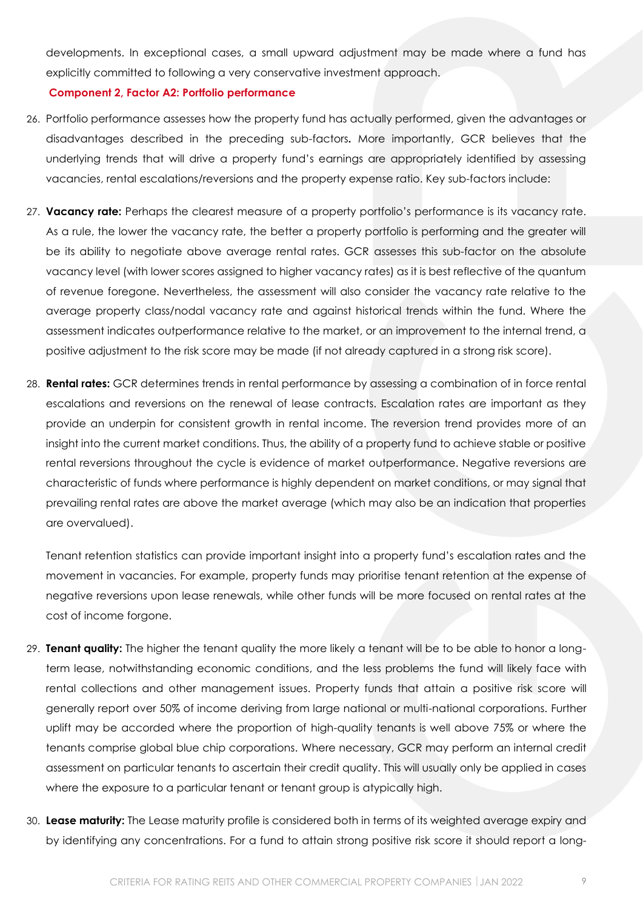developments. In exceptional cases, a small upward adjustment may be made where a fund has explicitly committed to following a very conservative investment approach.

**Component 2, Factor A2: Portfolio performance**

26. Portfolio performance assesses how the property fund has actually performed, given the advantages or disadvantages described in the preceding sub-factors**.** More importantly, GCR believes that the underlying trends that will drive a property fund's earnings are appropriately identified by assessing vacancies, rental escalations/reversions and the property expense ratio. Key sub-factors include:

27. **Vacancy rate:** Perhaps the clearest measure of a property portfolio's performance is its vacancy rate. As a rule, the lower the vacancy rate, the better a property portfolio is performing and the greater will be its ability to negotiate above average rental rates. GCR assesses this sub-factor on the absolute vacancy level (with lower scores assigned to higher vacancy rates) as it is best reflective of the quantum of revenue foregone. Nevertheless, the assessment will also consider the vacancy rate relative to the average property class/nodal vacancy rate and against historical trends within the fund. Where the assessment indicates outperformance relative to the market, or an improvement to the internal trend, a positive adjustment to the risk score may be made (if not already captured in a strong risk score).

28. **Rental rates:** GCR determines trends in rental performance by assessing a combination of in force rental escalations and reversions on the renewal of lease contracts. Escalation rates are important as they provide an underpin for consistent growth in rental income. The reversion trend provides more of an insight into the current market conditions. Thus, the ability of a property fund to achieve stable or positive rental reversions throughout the cycle is evidence of market outperformance. Negative reversions are characteristic of funds where performance is highly dependent on market conditions, or may signal that prevailing rental rates are above the market average (which may also be an indication that properties are overvalued).

    Tenant retention statistics can provide important insight into a property fund's escalation rates and the movement in vacancies. For example, property funds may prioritise tenant retention at the expense of negative reversions upon lease renewals, while other funds will be more focused on rental rates at the cost of income forgone.

29. **Tenant quality:** The higher the tenant quality the more likely a tenant will be to be able to honor a long-term lease, notwithstanding economic conditions, and the less problems the fund will likely face with rental collections and other management issues. Property funds that attain a positive risk score will generally report over 50% of income deriving from large national or multi-national corporations. Further uplift may be accorded where the proportion of high-quality tenants is well above 75% or where the tenants comprise global blue chip corporations. Where necessary, GCR may perform an internal credit assessment on particular tenants to ascertain their credit quality. This will usually only be applied in cases where the exposure to a particular tenant or tenant group is atypically high.

30. **Lease maturity:** The Lease maturity profile is considered both in terms of its weighted average expiry and by identifying any concentrations. For a fund to attain strong positive risk score it should report a long-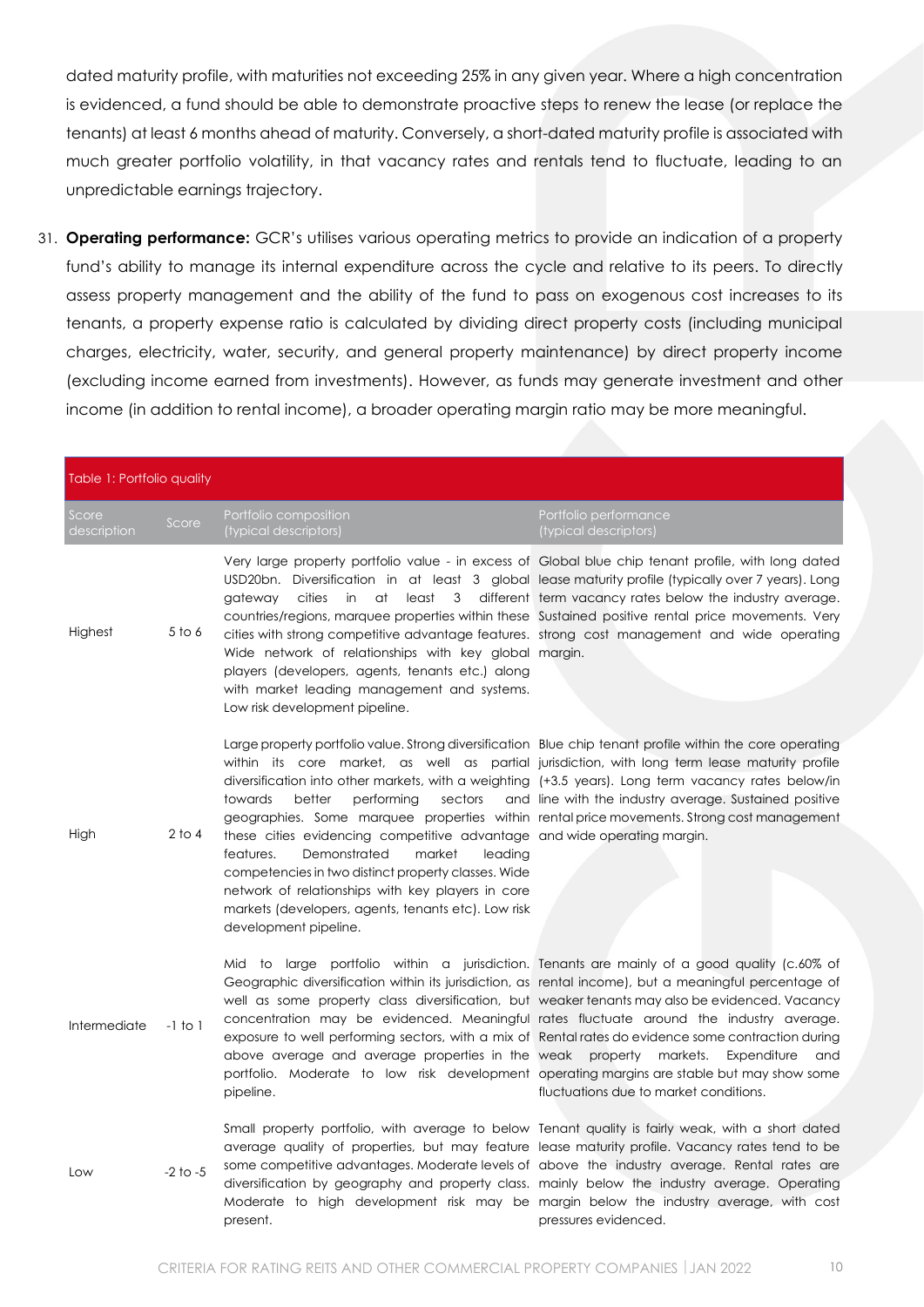dated maturity profile, with maturities not exceeding 25% in any given year. Where a high concentration is evidenced, a fund should be able to demonstrate proactive steps to renew the lease (or replace the tenants) at least 6 months ahead of maturity. Conversely, a short-dated maturity profile is associated with much greater portfolio volatility, in that vacancy rates and rentals tend to fluctuate, leading to an unpredictable earnings trajectory.

31. **Operating performance:** GCR's utilises various operating metrics to provide an indication of a property fund's ability to manage its internal expenditure across the cycle and relative to its peers. To directly assess property management and the ability of the fund to pass on exogenous cost increases to its tenants, a property expense ratio is calculated by dividing direct property costs (including municipal charges, electricity, water, security, and general property maintenance) by direct property income (excluding income earned from investments). However, as funds may generate investment and other income (in addition to rental income), a broader operating margin ratio may be more meaningful.

Table 1: Portfolio quality

| Score description | Score | Portfolio composition (typical descriptors) | Portfolio performance (typical descriptors) |
|---|---|---|---|
| Highest | 5 to 6 | Very large property portfolio value - in excess of USD20bn. Diversification in at least 3 global gateway cities in at least 3 different countries/regions, marquee properties within these cities with strong competitive advantage features. Wide network of relationships with key global players (developers, agents, tenants etc.) along with market leading management and systems. Low risk development pipeline. | Global blue chip tenant profile, with long dated lease maturity profile (typically over 7 years). Long term vacancy rates below the industry average. Sustained positive rental price movements. Very strong cost management and wide operating margin. |
| High | 2 to 4 | Large property portfolio value. Strong diversification within its core market, as well as partial diversification into other markets, with a weighting towards better performing sectors and geographies. Some marquee properties within these cities evidencing competitive advantage features. Demonstrated market leading competencies in two distinct property classes. Wide network of relationships with key players in core markets (developers, agents, tenants etc). Low risk development pipeline. | Blue chip tenant profile within the core operating jurisdiction, with long term lease maturity profile (+3.5 years). Long term vacancy rates below/in line with the industry average. Sustained positive rental price movements. Strong cost management and wide operating margin. |
| Intermediate | -1 to 1 | Mid to large portfolio within a jurisdiction. Geographic diversification within its jurisdiction, as well as some property class diversification, but concentration may be evidenced. Meaningful exposure to well performing sectors, with a mix of above average and average properties in the portfolio. Moderate to low risk development pipeline. | Tenants are mainly of a good quality (c.60% of rental income), but a meaningful percentage of weaker tenants may also be evidenced. Vacancy rates fluctuate around the industry average. Rental rates do evidence some contraction during weak property markets. Expenditure and operating margins are stable but may show some fluctuations due to market conditions. |
| Low | -2 to -5 | Small property portfolio, with average to below average quality of properties, but may feature some competitive advantages. Moderate levels of diversification by geography and property class. Moderate to high development risk may be present. | Tenant quality is fairly weak, with a short dated lease maturity profile. Vacancy rates tend to be above the industry average. Rental rates are mainly below the industry average. Operating margin below the industry average, with cost pressures evidenced. |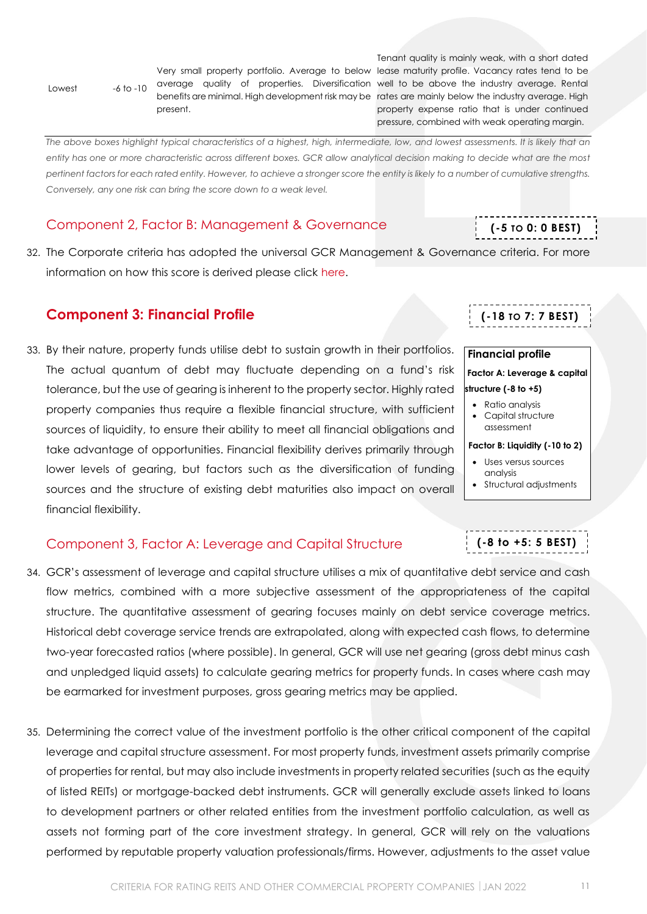| Lowest | -6 to -10 | Very small property portfolio. Average to below average quality of properties. Diversification benefits are minimal. High development risk may be present. | Tenant quality is mainly weak, with a short dated lease maturity profile. Vacancy rates tend to be well to be above the industry average. Rental rates are mainly below the industry average. High property expense ratio that is under continued pressure, combined with weak operating margin. |
|---|---|---|---|

*The above boxes highlight typical characteristics of a highest, high, intermediate, low, and lowest assessments. It is likely that an entity has one or more characteristic across different boxes. GCR allow analytical decision making to decide what are the most pertinent factors for each rated entity. However, to achieve a stronger score the entity is likely to a number of cumulative strengths. Conversely, any one risk can bring the score down to a weak level.*

## Component 2, Factor B: Management & Governance

**(-5 TO 0: 0 BEST)**

32. The Corporate criteria has adopted the universal GCR Management & Governance criteria. For more information on how this score is derived please click here.

## Component 3: Financial Profile

**(-18 TO 7: 7 BEST)**

**Financial profile**

**Factor A: Leverage & capital structure (-8 to +5)**

- Ratio analysis
- Capital structure assessment

**Factor B: Liquidity (-10 to 2)**

- Uses versus sources analysis
- Structural adjustments

33. By their nature, property funds utilise debt to sustain growth in their portfolios. The actual quantum of debt may fluctuate depending on a fund's risk tolerance, but the use of gearing is inherent to the property sector. Highly rated property companies thus require a flexible financial structure, with sufficient sources of liquidity, to ensure their ability to meet all financial obligations and take advantage of opportunities. Financial flexibility derives primarily through lower levels of gearing, but factors such as the diversification of funding sources and the structure of existing debt maturities also impact on overall financial flexibility.

## Component 3, Factor A: Leverage and Capital Structure

**(-8 to +5: 5 BEST)**

34. GCR's assessment of leverage and capital structure utilises a mix of quantitative debt service and cash flow metrics, combined with a more subjective assessment of the appropriateness of the capital structure. The quantitative assessment of gearing focuses mainly on debt service coverage metrics. Historical debt coverage service trends are extrapolated, along with expected cash flows, to determine two-year forecasted ratios (where possible). In general, GCR will use net gearing (gross debt minus cash and unpledged liquid assets) to calculate gearing metrics for property funds. In cases where cash may be earmarked for investment purposes, gross gearing metrics may be applied.

35. Determining the correct value of the investment portfolio is the other critical component of the capital leverage and capital structure assessment. For most property funds, investment assets primarily comprise of properties for rental, but may also include investments in property related securities (such as the equity of listed REITs) or mortgage-backed debt instruments. GCR will generally exclude assets linked to loans to development partners or other related entities from the investment portfolio calculation, as well as assets not forming part of the core investment strategy. In general, GCR will rely on the valuations performed by reputable property valuation professionals/firms. However, adjustments to the asset value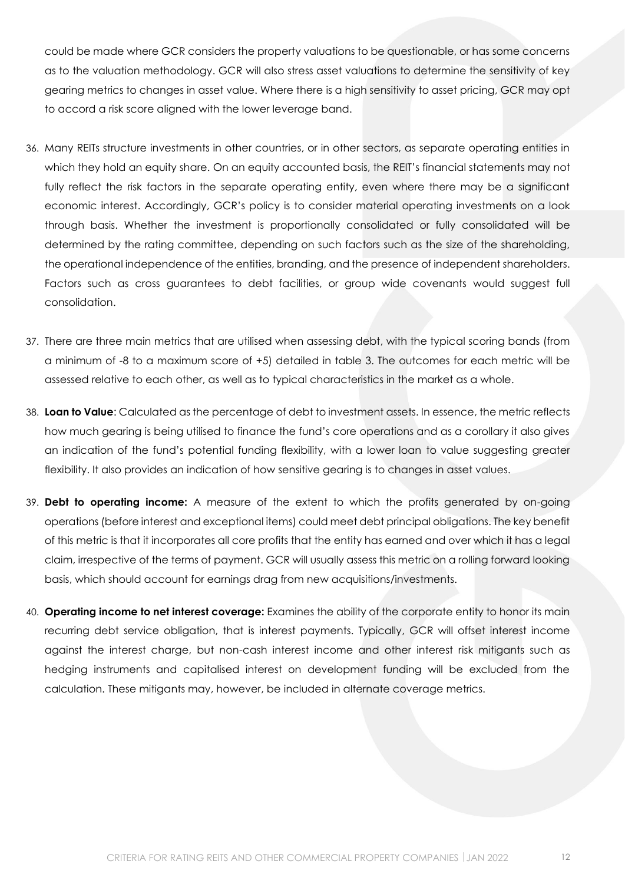could be made where GCR considers the property valuations to be questionable, or has some concerns as to the valuation methodology. GCR will also stress asset valuations to determine the sensitivity of key gearing metrics to changes in asset value. Where there is a high sensitivity to asset pricing, GCR may opt to accord a risk score aligned with the lower leverage band.

36. Many REITs structure investments in other countries, or in other sectors, as separate operating entities in which they hold an equity share. On an equity accounted basis, the REIT's financial statements may not fully reflect the risk factors in the separate operating entity, even where there may be a significant economic interest. Accordingly, GCR's policy is to consider material operating investments on a look through basis. Whether the investment is proportionally consolidated or fully consolidated will be determined by the rating committee, depending on such factors such as the size of the shareholding, the operational independence of the entities, branding, and the presence of independent shareholders. Factors such as cross guarantees to debt facilities, or group wide covenants would suggest full consolidation.

37. There are three main metrics that are utilised when assessing debt, with the typical scoring bands (from a minimum of -8 to a maximum score of +5) detailed in table 3. The outcomes for each metric will be assessed relative to each other, as well as to typical characteristics in the market as a whole.

38. **Loan to Value**: Calculated as the percentage of debt to investment assets. In essence, the metric reflects how much gearing is being utilised to finance the fund's core operations and as a corollary it also gives an indication of the fund's potential funding flexibility, with a lower loan to value suggesting greater flexibility. It also provides an indication of how sensitive gearing is to changes in asset values.

39. **Debt to operating income:** A measure of the extent to which the profits generated by on-going operations (before interest and exceptional items) could meet debt principal obligations. The key benefit of this metric is that it incorporates all core profits that the entity has earned and over which it has a legal claim, irrespective of the terms of payment. GCR will usually assess this metric on a rolling forward looking basis, which should account for earnings drag from new acquisitions/investments.

40. **Operating income to net interest coverage:** Examines the ability of the corporate entity to honor its main recurring debt service obligation, that is interest payments. Typically, GCR will offset interest income against the interest charge, but non-cash interest income and other interest risk mitigants such as hedging instruments and capitalised interest on development funding will be excluded from the calculation. These mitigants may, however, be included in alternate coverage metrics.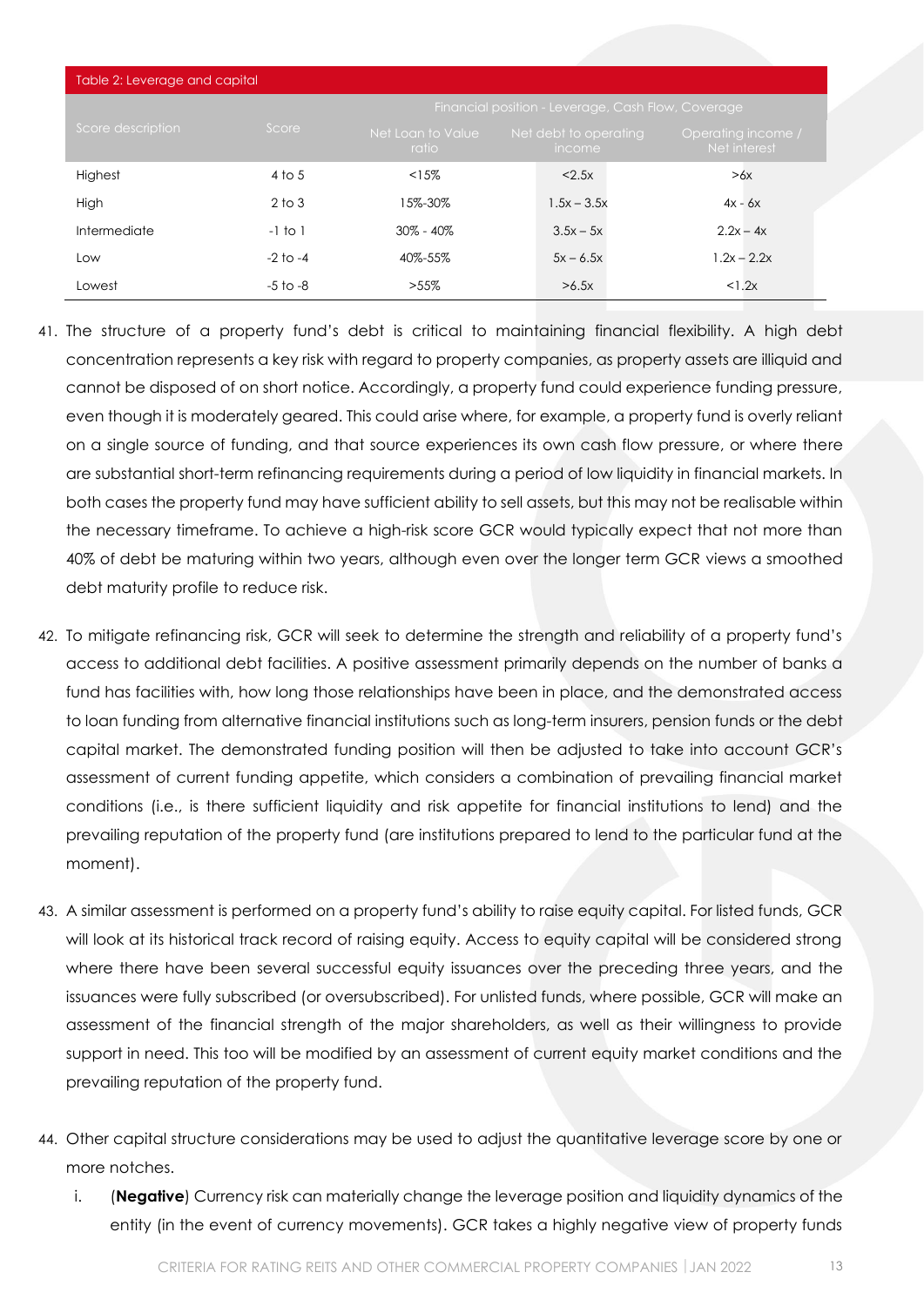Table 2: Leverage and capital

| Score description | Score | Financial position - Leverage, Cash Flow, Coverage | | |
|---|---|---|---|---|
| | | Net Loan to Value ratio | Net debt to operating income | Operating income / Net interest |
| Highest | 4 to 5 | <15% | <2.5x | >6x |
| High | 2 to 3 | 15%-30% | 1.5x – 3.5x | 4x - 6x |
| Intermediate | -1 to 1 | 30% - 40% | 3.5x – 5x | 2.2x – 4x |
| Low | -2 to -4 | 40%-55% | 5x – 6.5x | 1.2x – 2.2x |
| Lowest | -5 to -8 | >55% | >6.5x | <1.2x |

41. The structure of a property fund's debt is critical to maintaining financial flexibility. A high debt concentration represents a key risk with regard to property companies, as property assets are illiquid and cannot be disposed of on short notice. Accordingly, a property fund could experience funding pressure, even though it is moderately geared. This could arise where, for example, a property fund is overly reliant on a single source of funding, and that source experiences its own cash flow pressure, or where there are substantial short-term refinancing requirements during a period of low liquidity in financial markets. In both cases the property fund may have sufficient ability to sell assets, but this may not be realisable within the necessary timeframe. To achieve a high-risk score GCR would typically expect that not more than 40% of debt be maturing within two years, although even over the longer term GCR views a smoothed debt maturity profile to reduce risk.

42. To mitigate refinancing risk, GCR will seek to determine the strength and reliability of a property fund's access to additional debt facilities. A positive assessment primarily depends on the number of banks a fund has facilities with, how long those relationships have been in place, and the demonstrated access to loan funding from alternative financial institutions such as long-term insurers, pension funds or the debt capital market. The demonstrated funding position will then be adjusted to take into account GCR's assessment of current funding appetite, which considers a combination of prevailing financial market conditions (i.e., is there sufficient liquidity and risk appetite for financial institutions to lend) and the prevailing reputation of the property fund (are institutions prepared to lend to the particular fund at the moment).

43. A similar assessment is performed on a property fund's ability to raise equity capital. For listed funds, GCR will look at its historical track record of raising equity. Access to equity capital will be considered strong where there have been several successful equity issuances over the preceding three years, and the issuances were fully subscribed (or oversubscribed). For unlisted funds, where possible, GCR will make an assessment of the financial strength of the major shareholders, as well as their willingness to provide support in need. This too will be modified by an assessment of current equity market conditions and the prevailing reputation of the property fund.

44. Other capital structure considerations may be used to adjust the quantitative leverage score by one or more notches.

    i. (**Negative**) Currency risk can materially change the leverage position and liquidity dynamics of the entity (in the event of currency movements). GCR takes a highly negative view of property funds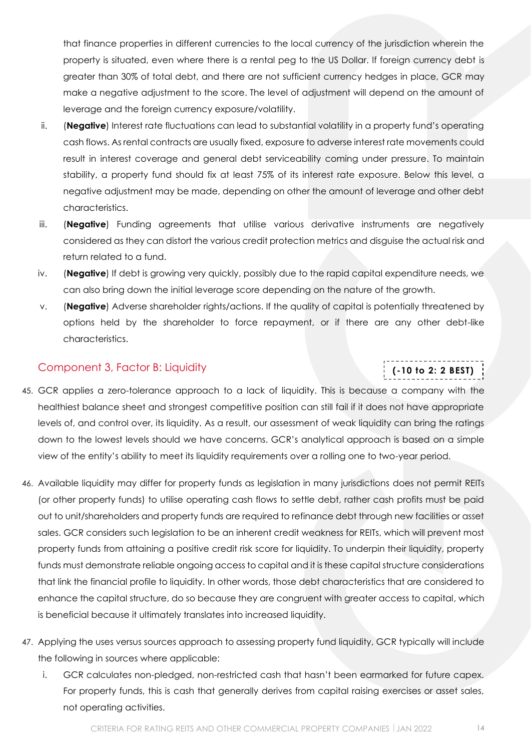that finance properties in different currencies to the local currency of the jurisdiction wherein the property is situated, even where there is a rental peg to the US Dollar. If foreign currency debt is greater than 30% of total debt, and there are not sufficient currency hedges in place, GCR may make a negative adjustment to the score. The level of adjustment will depend on the amount of leverage and the foreign currency exposure/volatility.

ii. (**Negative**) Interest rate fluctuations can lead to substantial volatility in a property fund's operating cash flows. As rental contracts are usually fixed, exposure to adverse interest rate movements could result in interest coverage and general debt serviceability coming under pressure. To maintain stability, a property fund should fix at least 75% of its interest rate exposure. Below this level, a negative adjustment may be made, depending on other the amount of leverage and other debt characteristics.

iii. (**Negative**) Funding agreements that utilise various derivative instruments are negatively considered as they can distort the various credit protection metrics and disguise the actual risk and return related to a fund.

iv. (**Negative**) If debt is growing very quickly, possibly due to the rapid capital expenditure needs, we can also bring down the initial leverage score depending on the nature of the growth.

v. (**Negative**) Adverse shareholder rights/actions. If the quality of capital is potentially threatened by options held by the shareholder to force repayment, or if there are any other debt-like characteristics.

## Component 3, Factor B: Liquidity

**(-10 to 2: 2 BEST)**

45. GCR applies a zero-tolerance approach to a lack of liquidity. This is because a company with the healthiest balance sheet and strongest competitive position can still fail if it does not have appropriate levels of, and control over, its liquidity. As a result, our assessment of weak liquidity can bring the ratings down to the lowest levels should we have concerns. GCR's analytical approach is based on a simple view of the entity's ability to meet its liquidity requirements over a rolling one to two-year period.

46. Available liquidity may differ for property funds as legislation in many jurisdictions does not permit REITs (or other property funds) to utilise operating cash flows to settle debt, rather cash profits must be paid out to unit/shareholders and property funds are required to refinance debt through new facilities or asset sales. GCR considers such legislation to be an inherent credit weakness for REITs, which will prevent most property funds from attaining a positive credit risk score for liquidity. To underpin their liquidity, property funds must demonstrate reliable ongoing access to capital and it is these capital structure considerations that link the financial profile to liquidity. In other words, those debt characteristics that are considered to enhance the capital structure, do so because they are congruent with greater access to capital, which is beneficial because it ultimately translates into increased liquidity.

47. Applying the uses versus sources approach to assessing property fund liquidity, GCR typically will include the following in sources where applicable:

   i. GCR calculates non-pledged, non-restricted cash that hasn't been earmarked for future capex. For property funds, this is cash that generally derives from capital raising exercises or asset sales, not operating activities.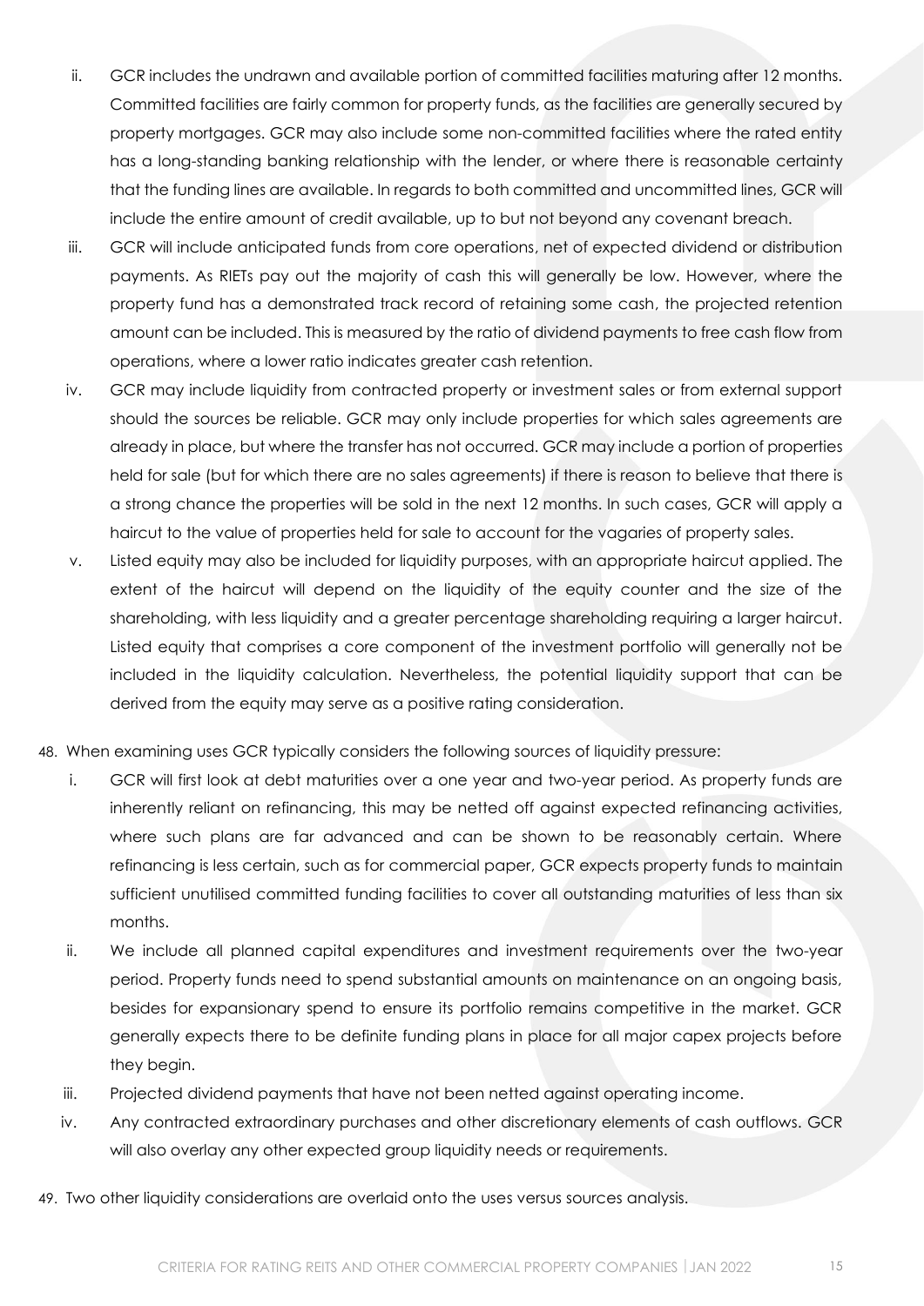ii. GCR includes the undrawn and available portion of committed facilities maturing after 12 months. Committed facilities are fairly common for property funds, as the facilities are generally secured by property mortgages. GCR may also include some non-committed facilities where the rated entity has a long-standing banking relationship with the lender, or where there is reasonable certainty that the funding lines are available. In regards to both committed and uncommitted lines, GCR will include the entire amount of credit available, up to but not beyond any covenant breach.

iii. GCR will include anticipated funds from core operations, net of expected dividend or distribution payments. As RIETs pay out the majority of cash this will generally be low. However, where the property fund has a demonstrated track record of retaining some cash, the projected retention amount can be included. This is measured by the ratio of dividend payments to free cash flow from operations, where a lower ratio indicates greater cash retention.

iv. GCR may include liquidity from contracted property or investment sales or from external support should the sources be reliable. GCR may only include properties for which sales agreements are already in place, but where the transfer has not occurred. GCR may include a portion of properties held for sale (but for which there are no sales agreements) if there is reason to believe that there is a strong chance the properties will be sold in the next 12 months. In such cases, GCR will apply a haircut to the value of properties held for sale to account for the vagaries of property sales.

v. Listed equity may also be included for liquidity purposes, with an appropriate haircut applied. The extent of the haircut will depend on the liquidity of the equity counter and the size of the shareholding, with less liquidity and a greater percentage shareholding requiring a larger haircut. Listed equity that comprises a core component of the investment portfolio will generally not be included in the liquidity calculation. Nevertheless, the potential liquidity support that can be derived from the equity may serve as a positive rating consideration.

48. When examining uses GCR typically considers the following sources of liquidity pressure:

i. GCR will first look at debt maturities over a one year and two-year period. As property funds are inherently reliant on refinancing, this may be netted off against expected refinancing activities, where such plans are far advanced and can be shown to be reasonably certain. Where refinancing is less certain, such as for commercial paper, GCR expects property funds to maintain sufficient unutilised committed funding facilities to cover all outstanding maturities of less than six months.

ii. We include all planned capital expenditures and investment requirements over the two-year period. Property funds need to spend substantial amounts on maintenance on an ongoing basis, besides for expansionary spend to ensure its portfolio remains competitive in the market. GCR generally expects there to be definite funding plans in place for all major capex projects before they begin.

iii. Projected dividend payments that have not been netted against operating income.

iv. Any contracted extraordinary purchases and other discretionary elements of cash outflows. GCR will also overlay any other expected group liquidity needs or requirements.

49. Two other liquidity considerations are overlaid onto the uses versus sources analysis.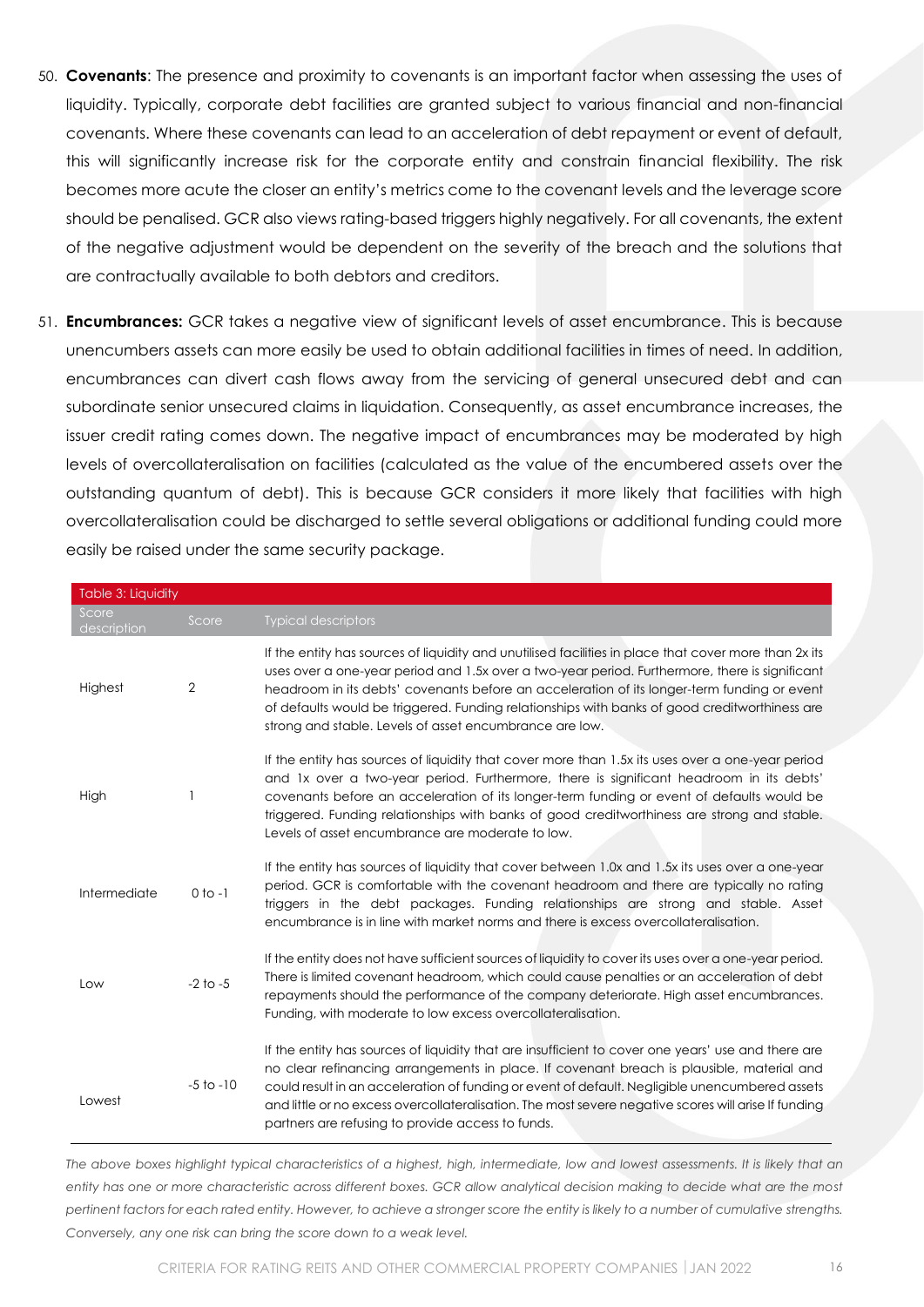50. **Covenants**: The presence and proximity to covenants is an important factor when assessing the uses of liquidity. Typically, corporate debt facilities are granted subject to various financial and non-financial covenants. Where these covenants can lead to an acceleration of debt repayment or event of default, this will significantly increase risk for the corporate entity and constrain financial flexibility. The risk becomes more acute the closer an entity's metrics come to the covenant levels and the leverage score should be penalised. GCR also views rating-based triggers highly negatively. For all covenants, the extent of the negative adjustment would be dependent on the severity of the breach and the solutions that are contractually available to both debtors and creditors.

51. **Encumbrances:** GCR takes a negative view of significant levels of asset encumbrance. This is because unencumbers assets can more easily be used to obtain additional facilities in times of need. In addition, encumbrances can divert cash flows away from the servicing of general unsecured debt and can subordinate senior unsecured claims in liquidation. Consequently, as asset encumbrance increases, the issuer credit rating comes down. The negative impact of encumbrances may be moderated by high levels of overcollateralisation on facilities (calculated as the value of the encumbered assets over the outstanding quantum of debt). This is because GCR considers it more likely that facilities with high overcollateralisation could be discharged to settle several obligations or additional funding could more easily be raised under the same security package.

| Table 3: Liquidity | | |
|---|---|---|
| Score description | Score | Typical descriptors |
| Highest | 2 | If the entity has sources of liquidity and unutilised facilities in place that cover more than 2x its uses over a one-year period and 1.5x over a two-year period. Furthermore, there is significant headroom in its debts' covenants before an acceleration of its longer-term funding or event of defaults would be triggered. Funding relationships with banks of good creditworthiness are strong and stable. Levels of asset encumbrance are low. |
| High | 1 | If the entity has sources of liquidity that cover more than 1.5x its uses over a one-year period and 1x over a two-year period. Furthermore, there is significant headroom in its debts' covenants before an acceleration of its longer-term funding or event of defaults would be triggered. Funding relationships with banks of good creditworthiness are strong and stable. Levels of asset encumbrance are moderate to low. |
| Intermediate | 0 to -1 | If the entity has sources of liquidity that cover between 1.0x and 1.5x its uses over a one-year period. GCR is comfortable with the covenant headroom and there are typically no rating triggers in the debt packages. Funding relationships are strong and stable. Asset encumbrance is in line with market norms and there is excess overcollateralisation. |
| Low | -2 to -5 | If the entity does not have sufficient sources of liquidity to cover its uses over a one-year period. There is limited covenant headroom, which could cause penalties or an acceleration of debt repayments should the performance of the company deteriorate. High asset encumbrances. Funding, with moderate to low excess overcollateralisation. |
| Lowest | -5 to -10 | If the entity has sources of liquidity that are insufficient to cover one years' use and there are no clear refinancing arrangements in place. If covenant breach is plausible, material and could result in an acceleration of funding or event of default. Negligible unencumbered assets and little or no excess overcollateralisation. The most severe negative scores will arise If funding partners are refusing to provide access to funds. |

*The above boxes highlight typical characteristics of a highest, high, intermediate, low and lowest assessments. It is likely that an entity has one or more characteristic across different boxes. GCR allow analytical decision making to decide what are the most pertinent factors for each rated entity. However, to achieve a stronger score the entity is likely to a number of cumulative strengths. Conversely, any one risk can bring the score down to a weak level.*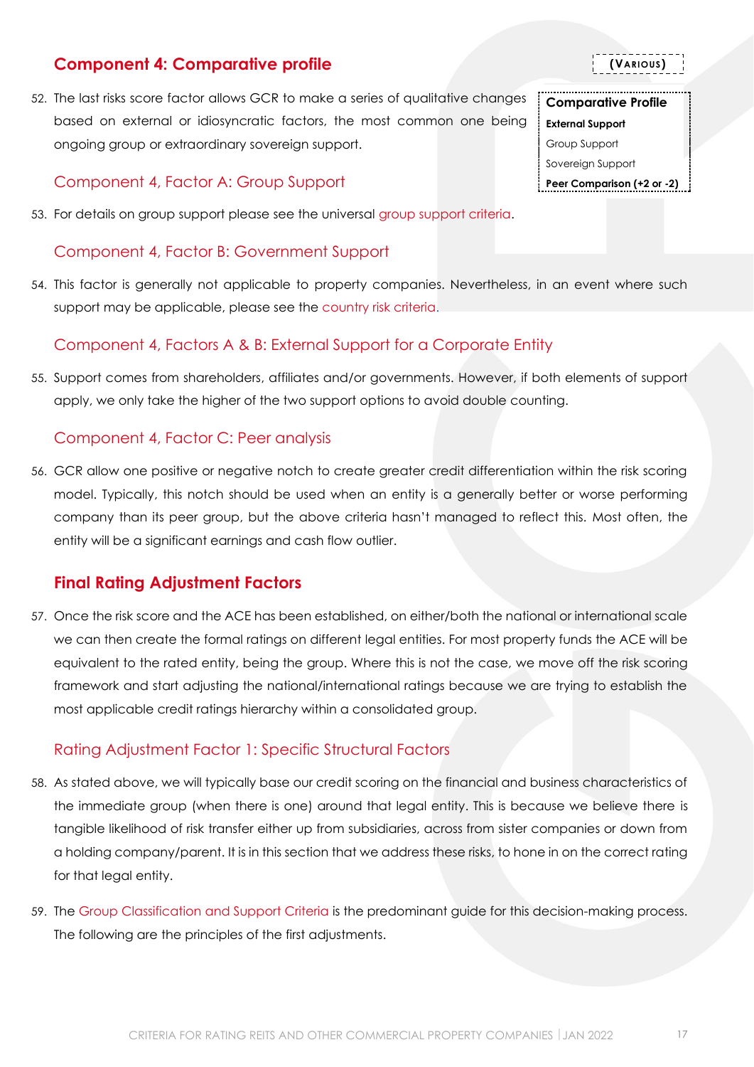## Component 4: Comparative profile

**(VARIOUS)**

| **Comparative Profile** |
|---|
| **External Support** |
| Group Support |
| Sovereign Support |
| **Peer Comparison (+2 or -2)** |

52. The last risks score factor allows GCR to make a series of qualitative changes based on external or idiosyncratic factors, the most common one being ongoing group or extraordinary sovereign support.

### Component 4, Factor A: Group Support

53. For details on group support please see the universal group support criteria.

### Component 4, Factor B: Government Support

54. This factor is generally not applicable to property companies. Nevertheless, in an event where such support may be applicable, please see the country risk criteria.

### Component 4, Factors A & B: External Support for a Corporate Entity

55. Support comes from shareholders, affiliates and/or governments. However, if both elements of support apply, we only take the higher of the two support options to avoid double counting.

### Component 4, Factor C: Peer analysis

56. GCR allow one positive or negative notch to create greater credit differentiation within the risk scoring model. Typically, this notch should be used when an entity is a generally better or worse performing company than its peer group, but the above criteria hasn't managed to reflect this. Most often, the entity will be a significant earnings and cash flow outlier.

## Final Rating Adjustment Factors

57. Once the risk score and the ACE has been established, on either/both the national or international scale we can then create the formal ratings on different legal entities. For most property funds the ACE will be equivalent to the rated entity, being the group. Where this is not the case, we move off the risk scoring framework and start adjusting the national/international ratings because we are trying to establish the most applicable credit ratings hierarchy within a consolidated group.

### Rating Adjustment Factor 1: Specific Structural Factors

58. As stated above, we will typically base our credit scoring on the financial and business characteristics of the immediate group (when there is one) around that legal entity. This is because we believe there is tangible likelihood of risk transfer either up from subsidiaries, across from sister companies or down from a holding company/parent. It is in this section that we address these risks, to hone in on the correct rating for that legal entity.

59. The Group Classification and Support Criteria is the predominant guide for this decision-making process. The following are the principles of the first adjustments.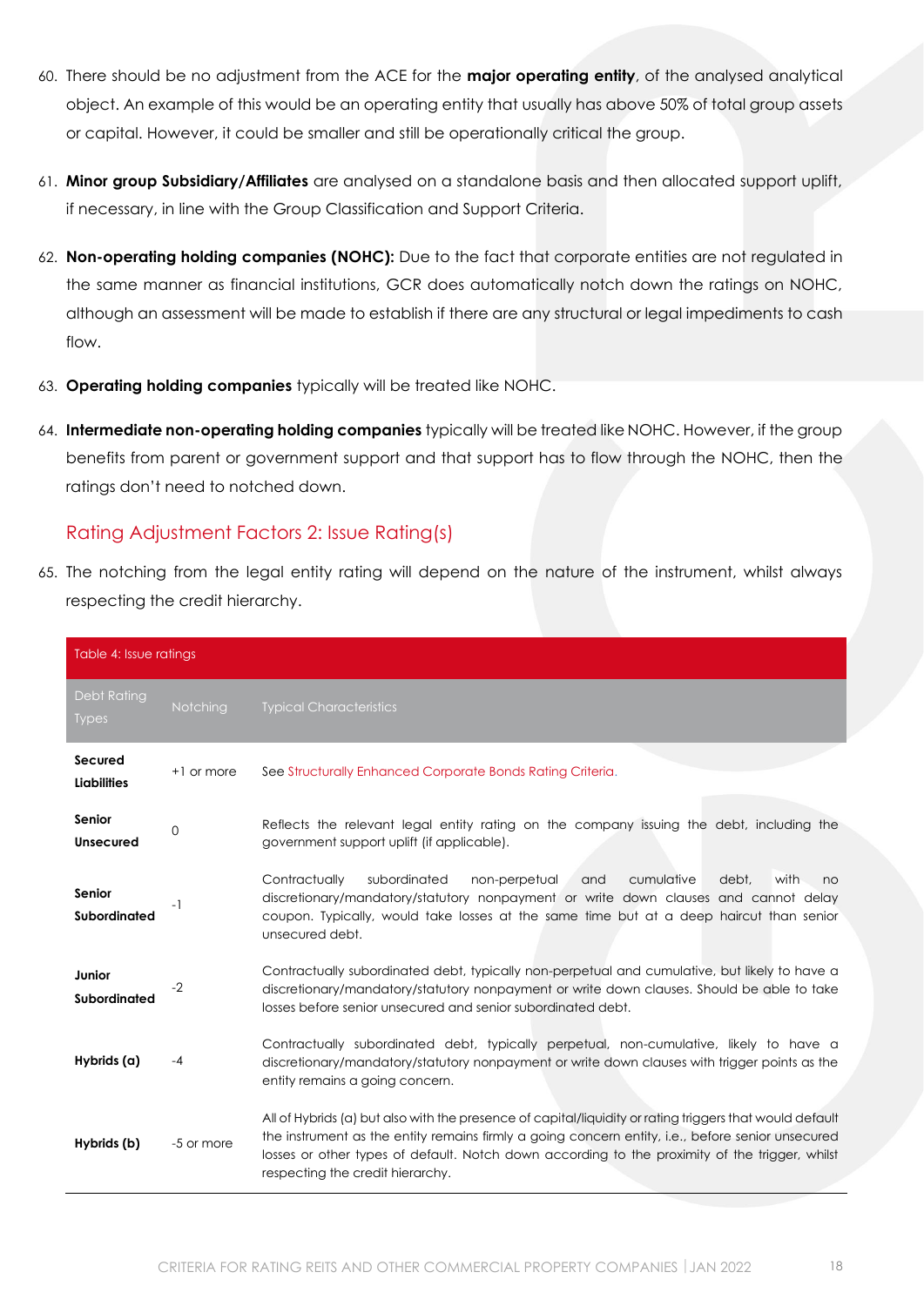60. There should be no adjustment from the ACE for the **major operating entity**, of the analysed analytical object. An example of this would be an operating entity that usually has above 50% of total group assets or capital. However, it could be smaller and still be operationally critical the group.

61. **Minor group Subsidiary/Affiliates** are analysed on a standalone basis and then allocated support uplift, if necessary, in line with the Group Classification and Support Criteria.

62. **Non-operating holding companies (NOHC):** Due to the fact that corporate entities are not regulated in the same manner as financial institutions, GCR does automatically notch down the ratings on NOHC, although an assessment will be made to establish if there are any structural or legal impediments to cash flow.

63. **Operating holding companies** typically will be treated like NOHC.

64. **Intermediate non-operating holding companies** typically will be treated like NOHC. However, if the group benefits from parent or government support and that support has to flow through the NOHC, then the ratings don't need to notched down.

## Rating Adjustment Factors 2: Issue Rating(s)

65. The notching from the legal entity rating will depend on the nature of the instrument, whilst always respecting the credit hierarchy.

Table 4: Issue ratings

| Debt Rating Types | Notching | Typical Characteristics |
|---|---|---|
| **Secured Liabilities** | +1 or more | See Structurally Enhanced Corporate Bonds Rating Criteria. |
| **Senior Unsecured** | 0 | Reflects the relevant legal entity rating on the company issuing the debt, including the government support uplift (if applicable). |
| **Senior Subordinated** | -1 | Contractually subordinated non-perpetual and cumulative debt, with no discretionary/mandatory/statutory nonpayment or write down clauses and cannot delay coupon. Typically, would take losses at the same time but at a deep haircut than senior unsecured debt. |
| **Junior Subordinated** | -2 | Contractually subordinated debt, typically non-perpetual and cumulative, but likely to have a discretionary/mandatory/statutory nonpayment or write down clauses. Should be able to take losses before senior unsecured and senior subordinated debt. |
| **Hybrids (a)** | -4 | Contractually subordinated debt, typically perpetual, non-cumulative, likely to have a discretionary/mandatory/statutory nonpayment or write down clauses with trigger points as the entity remains a going concern. |
| **Hybrids (b)** | -5 or more | All of Hybrids (a) but also with the presence of capital/liquidity or rating triggers that would default the instrument as the entity remains firmly a going concern entity, i.e., before senior unsecured losses or other types of default. Notch down according to the proximity of the trigger, whilst respecting the credit hierarchy. |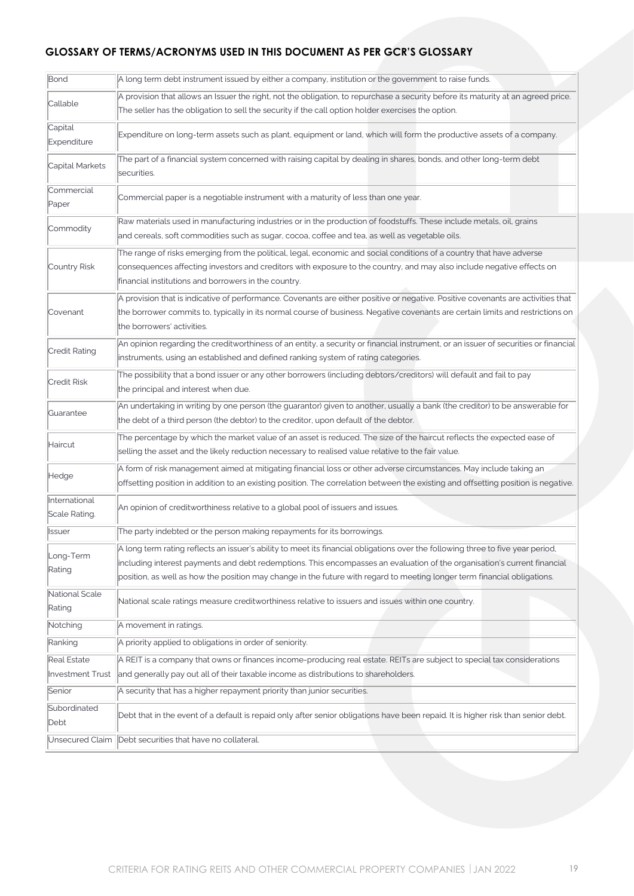## GLOSSARY OF TERMS/ACRONYMS USED IN THIS DOCUMENT AS PER GCR'S GLOSSARY

| Term | Definition |
|---|---|
| Bond | A long term debt instrument issued by either a company, institution or the government to raise funds. |
| Callable | A provision that allows an Issuer the right, not the obligation, to repurchase a security before its maturity at an agreed price. The seller has the obligation to sell the security if the call option holder exercises the option. |
| Capital Expenditure | Expenditure on long-term assets such as plant, equipment or land, which will form the productive assets of a company. |
| Capital Markets | The part of a financial system concerned with raising capital by dealing in shares, bonds, and other long-term debt securities. |
| Commercial Paper | Commercial paper is a negotiable instrument with a maturity of less than one year. |
| Commodity | Raw materials used in manufacturing industries or in the production of foodstuffs. These include metals, oil, grains and cereals, soft commodities such as sugar, cocoa, coffee and tea, as well as vegetable oils. |
| Country Risk | The range of risks emerging from the political, legal, economic and social conditions of a country that have adverse consequences affecting investors and creditors with exposure to the country, and may also include negative effects on financial institutions and borrowers in the country. |
| Covenant | A provision that is indicative of performance. Covenants are either positive or negative. Positive covenants are activities that the borrower commits to, typically in its normal course of business. Negative covenants are certain limits and restrictions on the borrowers' activities. |
| Credit Rating | An opinion regarding the creditworthiness of an entity, a security or financial instrument, or an issuer of securities or financial instruments, using an established and defined ranking system of rating categories. |
| Credit Risk | The possibility that a bond issuer or any other borrowers (including debtors/creditors) will default and fail to pay the principal and interest when due. |
| Guarantee | An undertaking in writing by one person (the guarantor) given to another, usually a bank (the creditor) to be answerable for the debt of a third person (the debtor) to the creditor, upon default of the debtor. |
| Haircut | The percentage by which the market value of an asset is reduced. The size of the haircut reflects the expected ease of selling the asset and the likely reduction necessary to realised value relative to the fair value. |
| Hedge | A form of risk management aimed at mitigating financial loss or other adverse circumstances. May include taking an offsetting position in addition to an existing position. The correlation between the existing and offsetting position is negative. |
| International Scale Rating. | An opinion of creditworthiness relative to a global pool of issuers and issues. |
| Issuer | The party indebted or the person making repayments for its borrowings. |
| Long-Term Rating | A long term rating reflects an issuer's ability to meet its financial obligations over the following three to five year period, including interest payments and debt redemptions. This encompasses an evaluation of the organisation's current financial position, as well as how the position may change in the future with regard to meeting longer term financial obligations. |
| National Scale Rating | National scale ratings measure creditworthiness relative to issuers and issues within one country. |
| Notching | A movement in ratings. |
| Ranking | A priority applied to obligations in order of seniority. |
| Real Estate Investment Trust | A REIT is a company that owns or finances income-producing real estate. REITs are subject to special tax considerations and generally pay out all of their taxable income as distributions to shareholders. |
| Senior | A security that has a higher repayment priority than junior securities. |
| Subordinated Debt | Debt that in the event of a default is repaid only after senior obligations have been repaid. It is higher risk than senior debt. |
| Unsecured Claim | Debt securities that have no collateral. |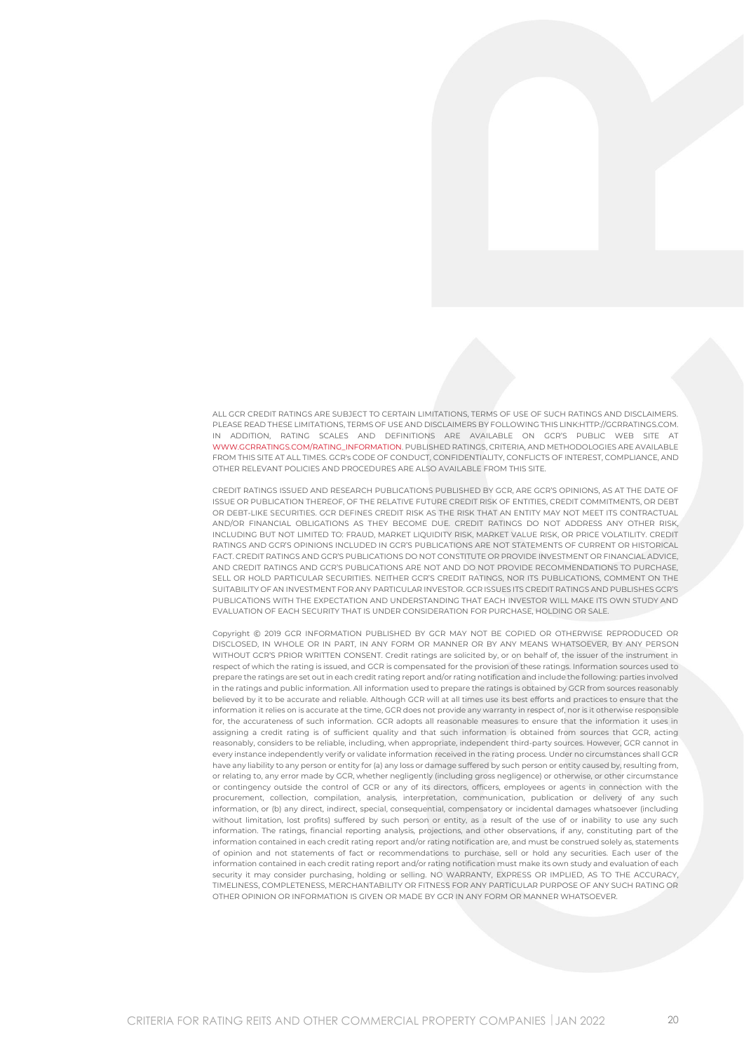ALL GCR CREDIT RATINGS ARE SUBJECT TO CERTAIN LIMITATIONS, TERMS OF USE OF SUCH RATINGS AND DISCLAIMERS. PLEASE READ THESE LIMITATIONS, TERMS OF USE AND DISCLAIMERS BY FOLLOWING THIS LINK:HTTP://GCRRATINGS.COM. IN ADDITION, RATING SCALES AND DEFINITIONS ARE AVAILABLE ON GCR'S PUBLIC WEB SITE AT WWW.GCRRATINGS.COM/RATING_INFORMATION. PUBLISHED RATINGS, CRITERIA, AND METHODOLOGIES ARE AVAILABLE FROM THIS SITE AT ALL TIMES. GCR's CODE OF CONDUCT, CONFIDENTIALITY, CONFLICTS OF INTEREST, COMPLIANCE, AND OTHER RELEVANT POLICIES AND PROCEDURES ARE ALSO AVAILABLE FROM THIS SITE.

CREDIT RATINGS ISSUED AND RESEARCH PUBLICATIONS PUBLISHED BY GCR, ARE GCR'S OPINIONS, AS AT THE DATE OF ISSUE OR PUBLICATION THEREOF, OF THE RELATIVE FUTURE CREDIT RISK OF ENTITIES, CREDIT COMMITMENTS, OR DEBT OR DEBT-LIKE SECURITIES. GCR DEFINES CREDIT RISK AS THE RISK THAT AN ENTITY MAY NOT MEET ITS CONTRACTUAL AND/OR FINANCIAL OBLIGATIONS AS THEY BECOME DUE. CREDIT RATINGS DO NOT ADDRESS ANY OTHER RISK, INCLUDING BUT NOT LIMITED TO: FRAUD, MARKET LIQUIDITY RISK, MARKET VALUE RISK, OR PRICE VOLATILITY. CREDIT RATINGS AND GCR'S OPINIONS INCLUDED IN GCR'S PUBLICATIONS ARE NOT STATEMENTS OF CURRENT OR HISTORICAL FACT. CREDIT RATINGS AND GCR'S PUBLICATIONS DO NOT CONSTITUTE OR PROVIDE INVESTMENT OR FINANCIAL ADVICE, AND CREDIT RATINGS AND GCR'S PUBLICATIONS ARE NOT AND DO NOT PROVIDE RECOMMENDATIONS TO PURCHASE, SELL OR HOLD PARTICULAR SECURITIES. NEITHER GCR'S CREDIT RATINGS, NOR ITS PUBLICATIONS, COMMENT ON THE SUITABILITY OF AN INVESTMENT FOR ANY PARTICULAR INVESTOR. GCR ISSUES ITS CREDIT RATINGS AND PUBLISHES GCR'S PUBLICATIONS WITH THE EXPECTATION AND UNDERSTANDING THAT EACH INVESTOR WILL MAKE ITS OWN STUDY AND EVALUATION OF EACH SECURITY THAT IS UNDER CONSIDERATION FOR PURCHASE, HOLDING OR SALE.

Copyright © 2019 GCR INFORMATION PUBLISHED BY GCR MAY NOT BE COPIED OR OTHERWISE REPRODUCED OR DISCLOSED, IN WHOLE OR IN PART, IN ANY FORM OR MANNER OR BY ANY MEANS WHATSOEVER, BY ANY PERSON WITHOUT GCR'S PRIOR WRITTEN CONSENT. Credit ratings are solicited by, or on behalf of, the issuer of the instrument in respect of which the rating is issued, and GCR is compensated for the provision of these ratings. Information sources used to prepare the ratings are set out in each credit rating report and/or rating notification and include the following: parties involved in the ratings and public information. All information used to prepare the ratings is obtained by GCR from sources reasonably believed by it to be accurate and reliable. Although GCR will at all times use its best efforts and practices to ensure that the information it relies on is accurate at the time, GCR does not provide any warranty in respect of, nor is it otherwise responsible for, the accurateness of such information. GCR adopts all reasonable measures to ensure that the information it uses in assigning a credit rating is of sufficient quality and that such information is obtained from sources that GCR, acting reasonably, considers to be reliable, including, when appropriate, independent third-party sources. However, GCR cannot in every instance independently verify or validate information received in the rating process. Under no circumstances shall GCR have any liability to any person or entity for (a) any loss or damage suffered by such person or entity caused by, resulting from, or relating to, any error made by GCR, whether negligently (including gross negligence) or otherwise, or other circumstance or contingency outside the control of GCR or any of its directors, officers, employees or agents in connection with the procurement, collection, compilation, analysis, interpretation, communication, publication or delivery of any such information, or (b) any direct, indirect, special, consequential, compensatory or incidental damages whatsoever (including without limitation, lost profits) suffered by such person or entity, as a result of the use of or inability to use any such information. The ratings, financial reporting analysis, projections, and other observations, if any, constituting part of the information contained in each credit rating report and/or rating notification are, and must be construed solely as, statements of opinion and not statements of fact or recommendations to purchase, sell or hold any securities. Each user of the information contained in each credit rating report and/or rating notification must make its own study and evaluation of each security it may consider purchasing, holding or selling. NO WARRANTY, EXPRESS OR IMPLIED, AS TO THE ACCURACY, TIMELINESS, COMPLETENESS, MERCHANTABILITY OR FITNESS FOR ANY PARTICULAR PURPOSE OF ANY SUCH RATING OR OTHER OPINION OR INFORMATION IS GIVEN OR MADE BY GCR IN ANY FORM OR MANNER WHATSOEVER.